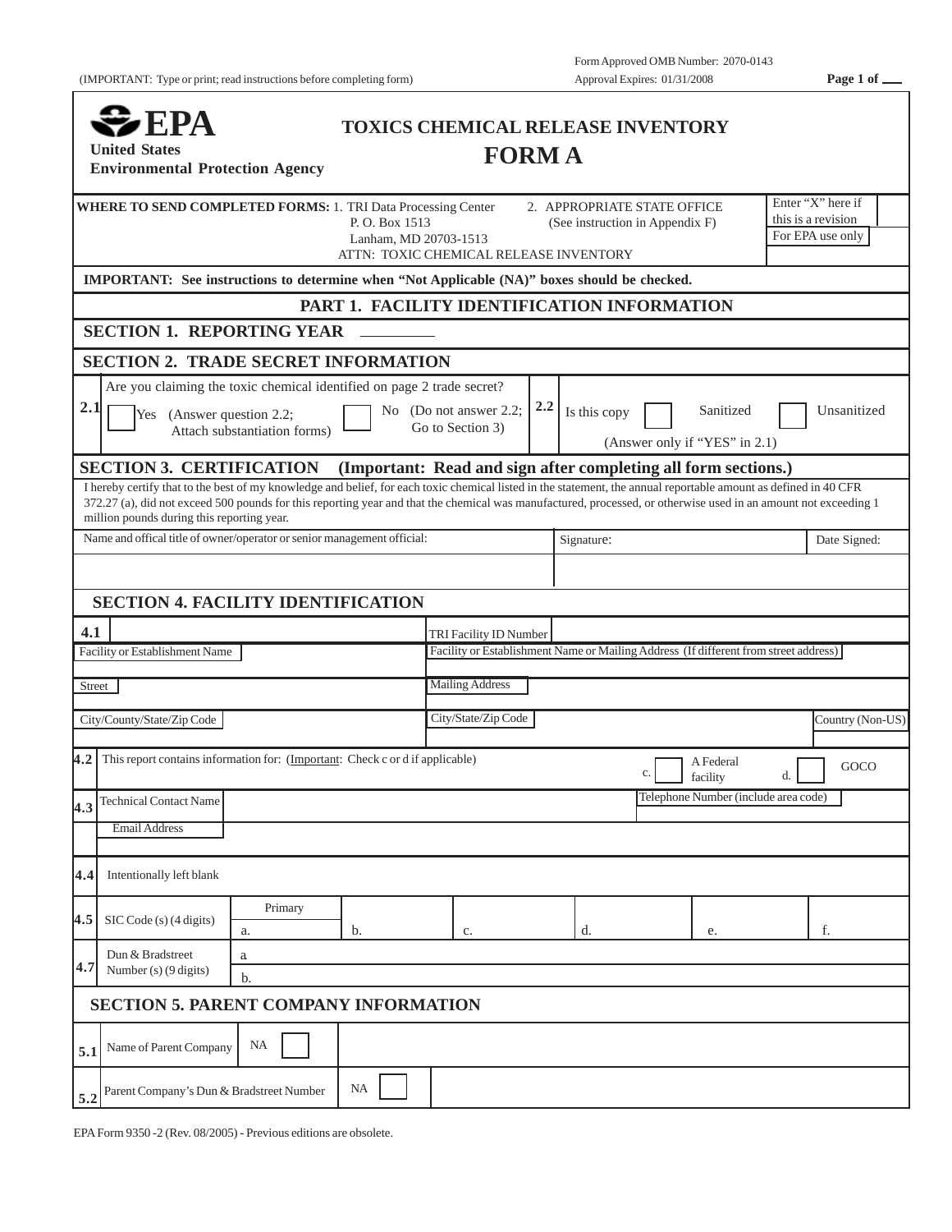Form Approved OMB Number: 2070-0143
Approval Expires: 01/31/2008

(IMPORTANT: Type or print; read instructions before completing form)

**Page 1 of ___**

# EPA
**United States Environmental Protection Agency**

# TOXICS CHEMICAL RELEASE INVENTORY
# FORM A

**WHERE TO SEND COMPLETED FORMS:** 1. TRI Data Processing Center
P. O. Box 1513
Lanham, MD 20703-1513
ATTN: TOXIC CHEMICAL RELEASE INVENTORY

2. APPROPRIATE STATE OFFICE
(See instruction in Appendix F)

Enter "X" here if this is a revision ☐

For EPA use only

**IMPORTANT: See instructions to determine when "Not Applicable (NA)" boxes should be checked.**

## PART 1. FACILITY IDENTIFICATION INFORMATION

### SECTION 1. REPORTING YEAR ________

### SECTION 2. TRADE SECRET INFORMATION

**2.1** Are you claiming the toxic chemical identified on page 2 trade secret?

☐ Yes (Answer question 2.2; Attach substantiation forms)

☐ No (Do not answer 2.2; Go to Section 3)

**2.2** Is this copy ☐ Sanitized ☐ Unsanitized

(Answer only if "YES" in 2.1)

### SECTION 3. CERTIFICATION (Important: Read and sign after completing all form sections.)

I hereby certify that to the best of my knowledge and belief, for each toxic chemical listed in the statement, the annual reportable amount as defined in 40 CFR 372.27 (a), did not exceed 500 pounds for this reporting year and that the chemical was manufactured, processed, or otherwise used in an amount not exceeding 1 million pounds during this reporting year.

| Name and offical title of owner/operator or senior management official: | Signature: | Date Signed: |
|---|---|---|
| | | |

### SECTION 4. FACILITY IDENTIFICATION

| **4.1** | | TRI Facility ID Number | |
|---|---|---|---|
| Facility or Establishment Name | | Facility or Establishment Name or Mailing Address (If different from street address) | |
| Street | | Mailing Address | |
| City/County/State/Zip Code | | City/State/Zip Code | Country (Non-US) |

**4.2** This report contains information for: (Important: Check c or d if applicable)

c. ☐ A Federal facility d. ☐ GOCO

| **4.3** | Technical Contact Name | Telephone Number (include area code) |
|---|---|---|
| | Email Address | |

**4.4** Intentionally left blank

| **4.5** | SIC Code (s) (4 digits) | Primary a. | b. | c. | d. | e. | f. |
|---|---|---|---|---|---|---|---|

| **4.7** | Dun & Bradstreet Number (s) (9 digits) | a |
|---|---|---|
| | | b. |

### SECTION 5. PARENT COMPANY INFORMATION

| **5.1** | Name of Parent Company | NA ☐ | |
|---|---|---|---|
| **5.2** | Parent Company's Dun & Bradstreet Number | NA ☐ | |

EPA Form 9350 -2 (Rev. 08/2005) - Previous editions are obsolete.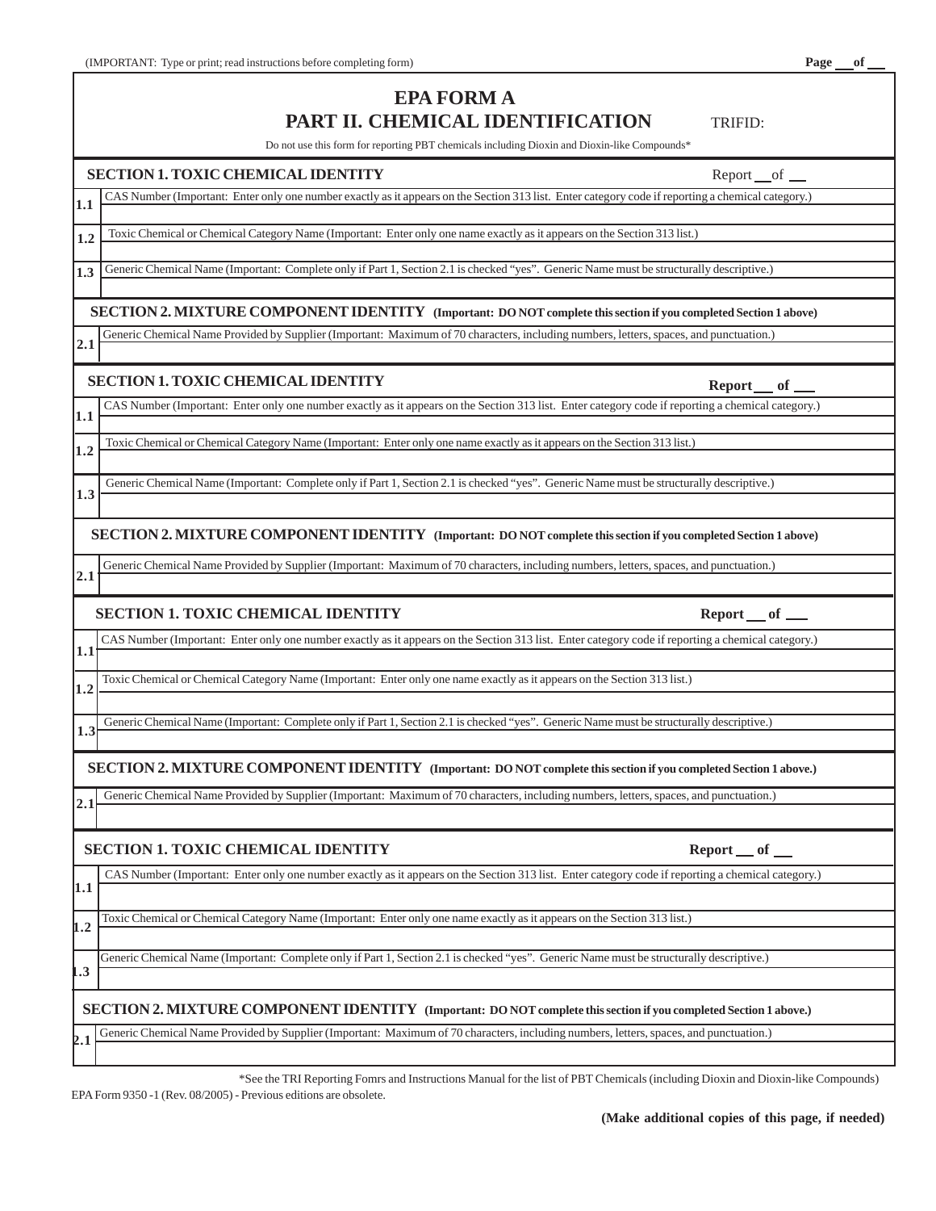(IMPORTANT: Type or print; read instructions before completing form)

Page ___ of ___

# EPA FORM A
## PART II. CHEMICAL IDENTIFICATION

TRIFID:

Do not use this form for reporting PBT chemicals including Dioxin and Dioxin-like Compounds*

### SECTION 1. TOXIC CHEMICAL IDENTITY

Report ___ of ___

**1.1** CAS Number (Important: Enter only one number exactly as it appears on the Section 313 list. Enter category code if reporting a chemical category.)

**1.2** Toxic Chemical or Chemical Category Name (Important: Enter only one name exactly as it appears on the Section 313 list.)

**1.3** Generic Chemical Name (Important: Complete only if Part 1, Section 2.1 is checked "yes". Generic Name must be structurally descriptive.)

### SECTION 2. MIXTURE COMPONENT IDENTITY (Important: DO NOT complete this section if you completed Section 1 above)

**2.1** Generic Chemical Name Provided by Supplier (Important: Maximum of 70 characters, including numbers, letters, spaces, and punctuation.)

### SECTION 1. TOXIC CHEMICAL IDENTITY

Report ___ of ___

**1.1** CAS Number (Important: Enter only one number exactly as it appears on the Section 313 list. Enter category code if reporting a chemical category.)

**1.2** Toxic Chemical or Chemical Category Name (Important: Enter only one name exactly as it appears on the Section 313 list.)

**1.3** Generic Chemical Name (Important: Complete only if Part 1, Section 2.1 is checked "yes". Generic Name must be structurally descriptive.)

### SECTION 2. MIXTURE COMPONENT IDENTITY (Important: DO NOT complete this section if you completed Section 1 above)

**2.1** Generic Chemical Name Provided by Supplier (Important: Maximum of 70 characters, including numbers, letters, spaces, and punctuation.)

### SECTION 1. TOXIC CHEMICAL IDENTITY

Report ___ of ___

**1.1** CAS Number (Important: Enter only one number exactly as it appears on the Section 313 list. Enter category code if reporting a chemical category.)

**1.2** Toxic Chemical or Chemical Category Name (Important: Enter only one name exactly as it appears on the Section 313 list.)

**1.3** Generic Chemical Name (Important: Complete only if Part 1, Section 2.1 is checked "yes". Generic Name must be structurally descriptive.)

### SECTION 2. MIXTURE COMPONENT IDENTITY (Important: DO NOT complete this section if you completed Section 1 above.)

**2.1** Generic Chemical Name Provided by Supplier (Important: Maximum of 70 characters, including numbers, letters, spaces, and punctuation.)

### SECTION 1. TOXIC CHEMICAL IDENTITY

Report ___ of ___

**1.1** CAS Number (Important: Enter only one number exactly as it appears on the Section 313 list. Enter category code if reporting a chemical category.)

**1.2** Toxic Chemical or Chemical Category Name (Important: Enter only one name exactly as it appears on the Section 313 list.)

**1.3** Generic Chemical Name (Important: Complete only if Part 1, Section 2.1 is checked "yes". Generic Name must be structurally descriptive.)

### SECTION 2. MIXTURE COMPONENT IDENTITY (Important: DO NOT complete this section if you completed Section 1 above.)

**2.1** Generic Chemical Name Provided by Supplier (Important: Maximum of 70 characters, including numbers, letters, spaces, and punctuation.)

*See the TRI Reporting Fomrs and Instructions Manual for the list of PBT Chemicals (including Dioxin and Dioxin-like Compounds)

EPA Form 9350 -1 (Rev. 08/2005) - Previous editions are obsolete.

**(Make additional copies of this page, if needed)**